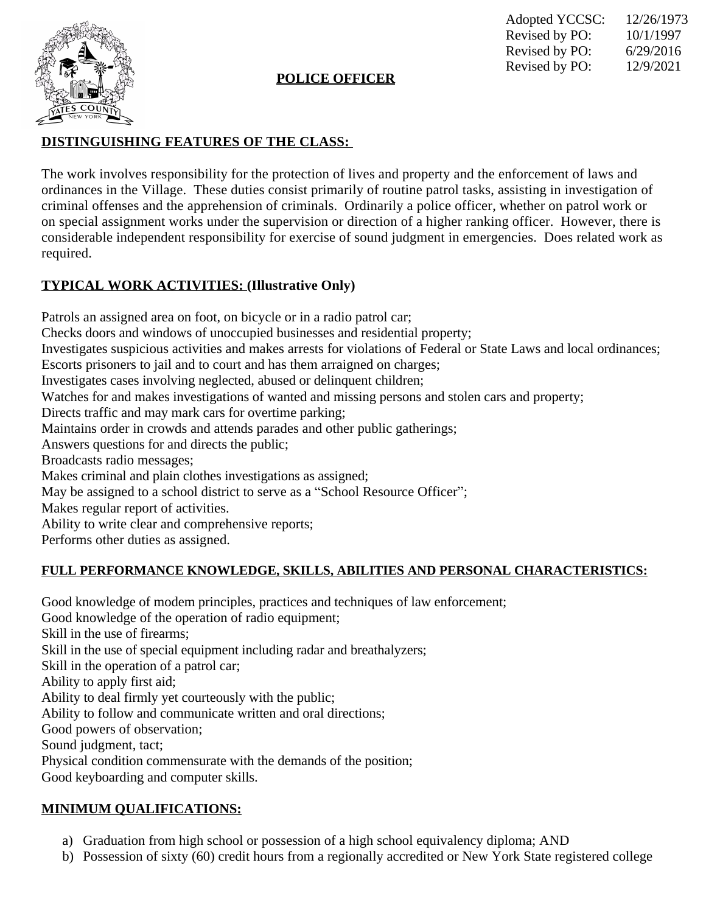| | |
|---|---|
| Adopted YCCSC: | 12/26/1973 |
| Revised by PO: | 10/1/1997 |
| Revised by PO: | 6/29/2016 |
| Revised by PO: | 12/9/2021 |

# POLICE OFFICER

## DISTINGUISHING FEATURES OF THE CLASS:

The work involves responsibility for the protection of lives and property and the enforcement of laws and ordinances in the Village. These duties consist primarily of routine patrol tasks, assisting in investigation of criminal offenses and the apprehension of criminals. Ordinarily a police officer, whether on patrol work or on special assignment works under the supervision or direction of a higher ranking officer. However, there is considerable independent responsibility for exercise of sound judgment in emergencies. Does related work as required.

## TYPICAL WORK ACTIVITIES: (Illustrative Only)

Patrols an assigned area on foot, on bicycle or in a radio patrol car;
Checks doors and windows of unoccupied businesses and residential property;
Investigates suspicious activities and makes arrests for violations of Federal or State Laws and local ordinances;
Escorts prisoners to jail and to court and has them arraigned on charges;
Investigates cases involving neglected, abused or delinquent children;
Watches for and makes investigations of wanted and missing persons and stolen cars and property;
Directs traffic and may mark cars for overtime parking;
Maintains order in crowds and attends parades and other public gatherings;
Answers questions for and directs the public;
Broadcasts radio messages;
Makes criminal and plain clothes investigations as assigned;
May be assigned to a school district to serve as a "School Resource Officer";
Makes regular report of activities.
Ability to write clear and comprehensive reports;
Performs other duties as assigned.

## FULL PERFORMANCE KNOWLEDGE, SKILLS, ABILITIES AND PERSONAL CHARACTERISTICS:

Good knowledge of modem principles, practices and techniques of law enforcement;
Good knowledge of the operation of radio equipment;
Skill in the use of firearms;
Skill in the use of special equipment including radar and breathalyzers;
Skill in the operation of a patrol car;
Ability to apply first aid;
Ability to deal firmly yet courteously with the public;
Ability to follow and communicate written and oral directions;
Good powers of observation;
Sound judgment, tact;
Physical condition commensurate with the demands of the position;
Good keyboarding and computer skills.

## MINIMUM QUALIFICATIONS:

a) Graduation from high school or possession of a high school equivalency diploma; AND
b) Possession of sixty (60) credit hours from a regionally accredited or New York State registered college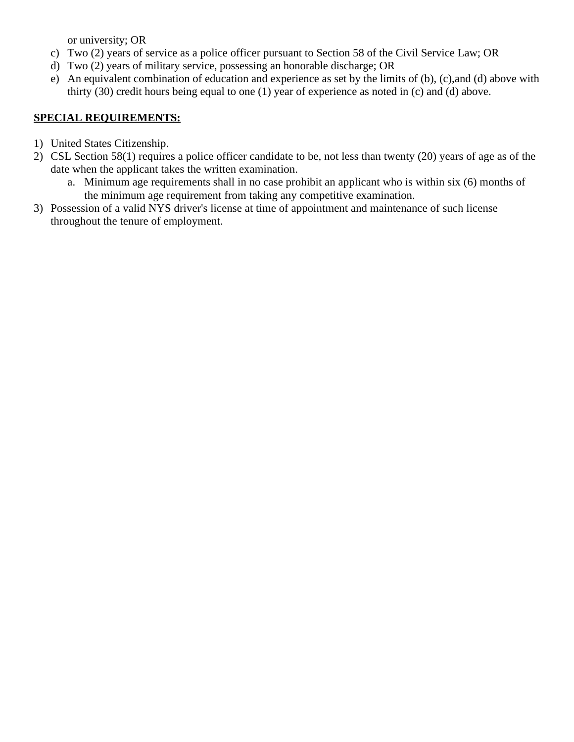or university; OR

c) Two (2) years of service as a police officer pursuant to Section 58 of the Civil Service Law; OR
d) Two (2) years of military service, possessing an honorable discharge; OR
e) An equivalent combination of education and experience as set by the limits of (b), (c),and (d) above with thirty (30) credit hours being equal to one (1) year of experience as noted in (c) and (d) above.

**SPECIAL REQUIREMENTS:**

1) United States Citizenship.
2) CSL Section 58(1) requires a police officer candidate to be, not less than twenty (20) years of age as of the date when the applicant takes the written examination.
   a. Minimum age requirements shall in no case prohibit an applicant who is within six (6) months of the minimum age requirement from taking any competitive examination.
3) Possession of a valid NYS driver's license at time of appointment and maintenance of such license throughout the tenure of employment.